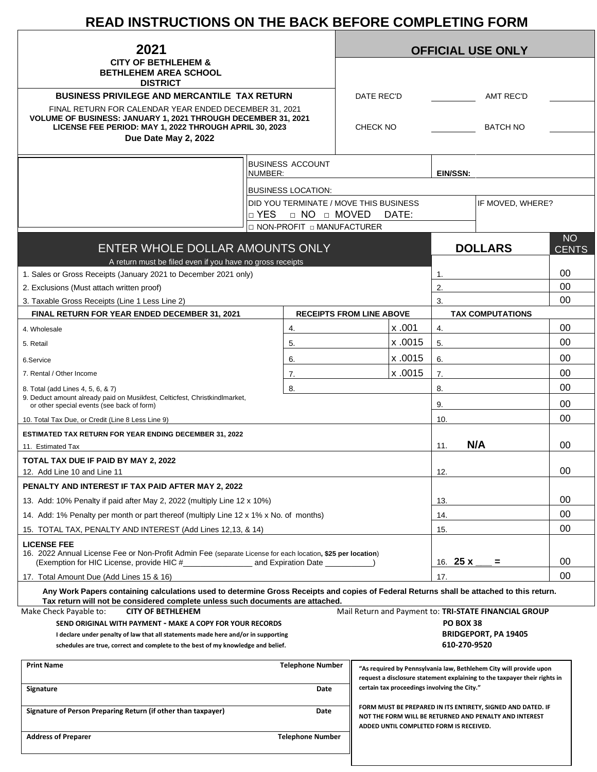# READ INSTRUCTIONS ON THE BACK BEFORE COMPLETING FORM

## 2021

**CITY OF BETHLEHEM & BETHLEHEM AREA SCHOOL DISTRICT**

**BUSINESS PRIVILEGE AND MERCANTILE TAX RETURN**

FINAL RETURN FOR CALENDAR YEAR ENDED DECEMBER 31, 2021
**VOLUME OF BUSINESS: JANUARY 1, 2021 THROUGH DECEMBER 31, 2021**
**LICENSE FEE PERIOD: MAY 1, 2022 THROUGH APRIL 30, 2023**
**Due Date May 2, 2022**

| **OFFICIAL USE ONLY** | | | |
|---|---|---|---|
| DATE REC'D | | AMT REC'D | |
| CHECK NO | | BATCH NO | |

BUSINESS ACCOUNT NUMBER: **EIN/SSN:**

BUSINESS LOCATION:

DID YOU TERMINATE / MOVE THIS BUSINESS □ YES □ NO □ MOVED DATE: IF MOVED, WHERE?

□ NON-PROFIT □ MANUFACTURER

| ENTER WHOLE DOLLAR AMOUNTS ONLY<br>A return must be filed even if you have no gross receipts | | | **DOLLARS** | NO CENTS |
|---|---|---|---|---|
| 1. Sales or Gross Receipts (January 2021 to December 2021 only) | | | 1. | 00 |
| 2. Exclusions (Must attach written proof) | | | 2. | 00 |
| 3. Taxable Gross Receipts (Line 1 Less Line 2) | | | 3. | 00 |
| **FINAL RETURN FOR YEAR ENDED DECEMBER 31, 2021** | **RECEIPTS FROM LINE ABOVE** | | **TAX COMPUTATIONS** | |
| 4. Wholesale | 4. | x .001 | 4. | 00 |
| 5. Retail | 5. | x .0015 | 5. | 00 |
| 6.Service | 6. | x .0015 | 6. | 00 |
| 7. Rental / Other Income | 7. | x .0015 | 7. | 00 |
| 8. Total (add Lines 4, 5, 6, & 7) | 8. | | 8. | 00 |
| 9. Deduct amount already paid on Musikfest, Celticfest, Christkindlmarket, or other special events (see back of form) | | | 9. | 00 |
| 10. Total Tax Due, or Credit (Line 8 Less Line 9) | | | 10. | 00 |
| **ESTIMATED TAX RETURN FOR YEAR ENDING DECEMBER 31, 2022**<br>11. Estimated Tax | | | 11. **N/A** | 00 |
| **TOTAL TAX DUE IF PAID BY MAY 2, 2022**<br>12. Add Line 10 and Line 11 | | | 12. | 00 |
| **PENALTY AND INTEREST IF TAX PAID AFTER MAY 2, 2022** | | | | |
| 13. Add: 10% Penalty if paid after May 2, 2022 (multiply Line 12 x 10%) | | | 13. | 00 |
| 14. Add: 1% Penalty per month or part thereof (multiply Line 12 x 1% x No. of months) | | | 14. | 00 |
| 15. TOTAL TAX, PENALTY AND INTEREST (Add Lines 12,13, & 14) | | | 15. | 00 |
| **LICENSE FEE**<br>16. 2022 Annual License Fee or Non-Profit Admin Fee (separate License for each location, **$25 per location**)<br>(Exemption for HIC License, provide HIC #_______________ and Expiration Date __________) | | | 16. **25 x ___ =** | 00 |
| 17. Total Amount Due (Add Lines 15 & 16) | | | 17. | 00 |

**Any Work Papers containing calculations used to determine Gross Receipts and copies of Federal Returns shall be attached to this return. Tax return will not be considered complete unless such documents are attached.**

Make Check Payable to: **CITY OF BETHLEHEM**

Mail Return and Payment to: **TRI-STATE FINANCIAL GROUP**
**PO BOX 38**
**BRIDGEPORT, PA 19405**
**610-270-9520**

**SEND ORIGINAL WITH PAYMENT - MAKE A COPY FOR YOUR RECORDS**

**I declare under penalty of law that all statements made here and/or in supporting schedules are true, correct and complete to the best of my knowledge and belief.**

| **Print Name** | **Telephone Number** |
|---|---|
| **Signature** | **Date** |
| **Signature of Person Preparing Return (if other than taxpayer)** | **Date** |
| **Address of Preparer** | **Telephone Number** |

**"As required by Pennsylvania law, Bethlehem City will provide upon request a disclosure statement explaining to the taxpayer their rights in certain tax proceedings involving the City."**

**FORM MUST BE PREPARED IN ITS ENTIRETY, SIGNED AND DATED. IF NOT THE FORM WILL BE RETURNED AND PENALTY AND INTEREST ADDED UNTIL COMPLETED FORM IS RECEIVED.**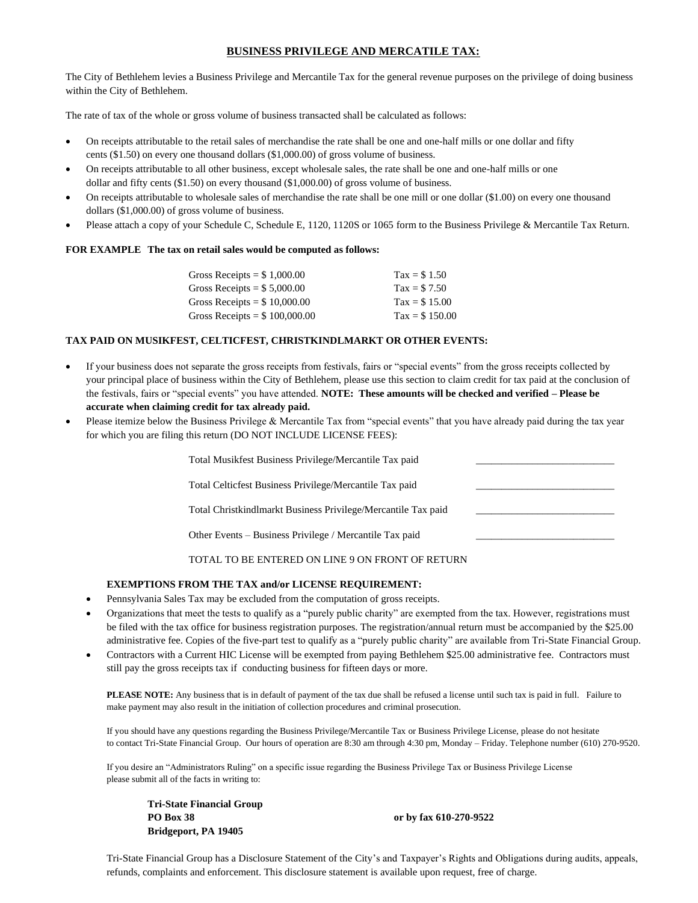## BUSINESS PRIVILEGE AND MERCATILE TAX:

The City of Bethlehem levies a Business Privilege and Mercantile Tax for the general revenue purposes on the privilege of doing business within the City of Bethlehem.

The rate of tax of the whole or gross volume of business transacted shall be calculated as follows:

- On receipts attributable to the retail sales of merchandise the rate shall be one and one-half mills or one dollar and fifty cents ($1.50) on every one thousand dollars ($1,000.00) of gross volume of business.
- On receipts attributable to all other business, except wholesale sales, the rate shall be one and one-half mills or one dollar and fifty cents ($1.50) on every thousand ($1,000.00) of gross volume of business.
- On receipts attributable to wholesale sales of merchandise the rate shall be one mill or one dollar ($1.00) on every one thousand dollars ($1,000.00) of gross volume of business.
- Please attach a copy of your Schedule C, Schedule E, 1120, 1120S or 1065 form to the Business Privilege & Mercantile Tax Return.

**FOR EXAMPLE The tax on retail sales would be computed as follows:**

| | |
|---|---|
| Gross Receipts = $ 1,000.00 | Tax = $ 1.50 |
| Gross Receipts = $ 5,000.00 | Tax = $ 7.50 |
| Gross Receipts = $ 10,000.00 | Tax = $ 15.00 |
| Gross Receipts = $ 100,000.00 | Tax = $ 150.00 |

**TAX PAID ON MUSIKFEST, CELTICFEST, CHRISTKINDLMARKT OR OTHER EVENTS:**

- If your business does not separate the gross receipts from festivals, fairs or "special events" from the gross receipts collected by your principal place of business within the City of Bethlehem, please use this section to claim credit for tax paid at the conclusion of the festivals, fairs or "special events" you have attended. **NOTE: These amounts will be checked and verified – Please be accurate when claiming credit for tax already paid.**
- Please itemize below the Business Privilege & Mercantile Tax from "special events" that you have already paid during the tax year for which you are filing this return (DO NOT INCLUDE LICENSE FEES):

Total Musikfest Business Privilege/Mercantile Tax paid ___________________________

Total Celticfest Business Privilege/Mercantile Tax paid ___________________________

Total Christkindlmarkt Business Privilege/Mercantile Tax paid ___________________________

Other Events – Business Privilege / Mercantile Tax paid ___________________________

TOTAL TO BE ENTERED ON LINE 9 ON FRONT OF RETURN

**EXEMPTIONS FROM THE TAX and/or LICENSE REQUIREMENT:**

- Pennsylvania Sales Tax may be excluded from the computation of gross receipts.
- Organizations that meet the tests to qualify as a "purely public charity" are exempted from the tax. However, registrations must be filed with the tax office for business registration purposes. The registration/annual return must be accompanied by the $25.00 administrative fee. Copies of the five-part test to qualify as a "purely public charity" are available from Tri-State Financial Group.
- Contractors with a Current HIC License will be exempted from paying Bethlehem $25.00 administrative fee. Contractors must still pay the gross receipts tax if conducting business for fifteen days or more.

**PLEASE NOTE:** Any business that is in default of payment of the tax due shall be refused a license until such tax is paid in full. Failure to make payment may also result in the initiation of collection procedures and criminal prosecution.

If you should have any questions regarding the Business Privilege/Mercantile Tax or Business Privilege License, please do not hesitate to contact Tri-State Financial Group. Our hours of operation are 8:30 am through 4:30 pm, Monday – Friday. Telephone number (610) 270-9520.

If you desire an "Administrators Ruling" on a specific issue regarding the Business Privilege Tax or Business Privilege License please submit all of the facts in writing to:

**Tri-State Financial Group**
**PO Box 38**
**Bridgeport, PA 19405**

**or by fax 610-270-9522**

Tri-State Financial Group has a Disclosure Statement of the City's and Taxpayer's Rights and Obligations during audits, appeals, refunds, complaints and enforcement. This disclosure statement is available upon request, free of charge.